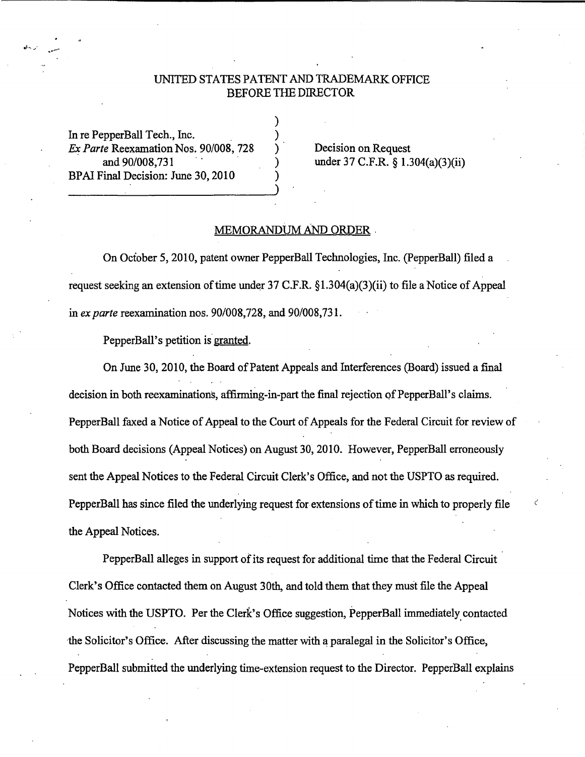UNITED STATES PATENT AND TRADEMARK OFFICE
BEFORE THE DIRECTOR

In re PepperBall Tech., Inc.
*Ex Parte* Reexamation Nos. 90/008, 728
and 90/008,731
BPAI Final Decision: June 30, 2010

Decision on Request
under 37 C.F.R. § 1.304(a)(3)(ii)

MEMORANDUM AND ORDER

On October 5, 2010, patent owner PepperBall Technologies, Inc. (PepperBall) filed a request seeking an extension of time under 37 C.F.R. §1.304(a)(3)(ii) to file a Notice of Appeal in *ex parte* reexamination nos. 90/008,728, and 90/008,731.

PepperBall's petition is granted.

On June 30, 2010, the Board of Patent Appeals and Interferences (Board) issued a final decision in both reexaminations, affirming-in-part the final rejection of PepperBall's claims. PepperBall faxed a Notice of Appeal to the Court of Appeals for the Federal Circuit for review of both Board decisions (Appeal Notices) on August 30, 2010. However, PepperBall erroneously sent the Appeal Notices to the Federal Circuit Clerk's Office, and not the USPTO as required. PepperBall has since filed the underlying request for extensions of time in which to properly file the Appeal Notices.

PepperBall alleges in support of its request for additional time that the Federal Circuit Clerk's Office contacted them on August 30th, and told them that they must file the Appeal Notices with the USPTO. Per the Clerk's Office suggestion, PepperBall immediately contacted the Solicitor's Office. After discussing the matter with a paralegal in the Solicitor's Office, PepperBall submitted the underlying time-extension request to the Director. PepperBall explains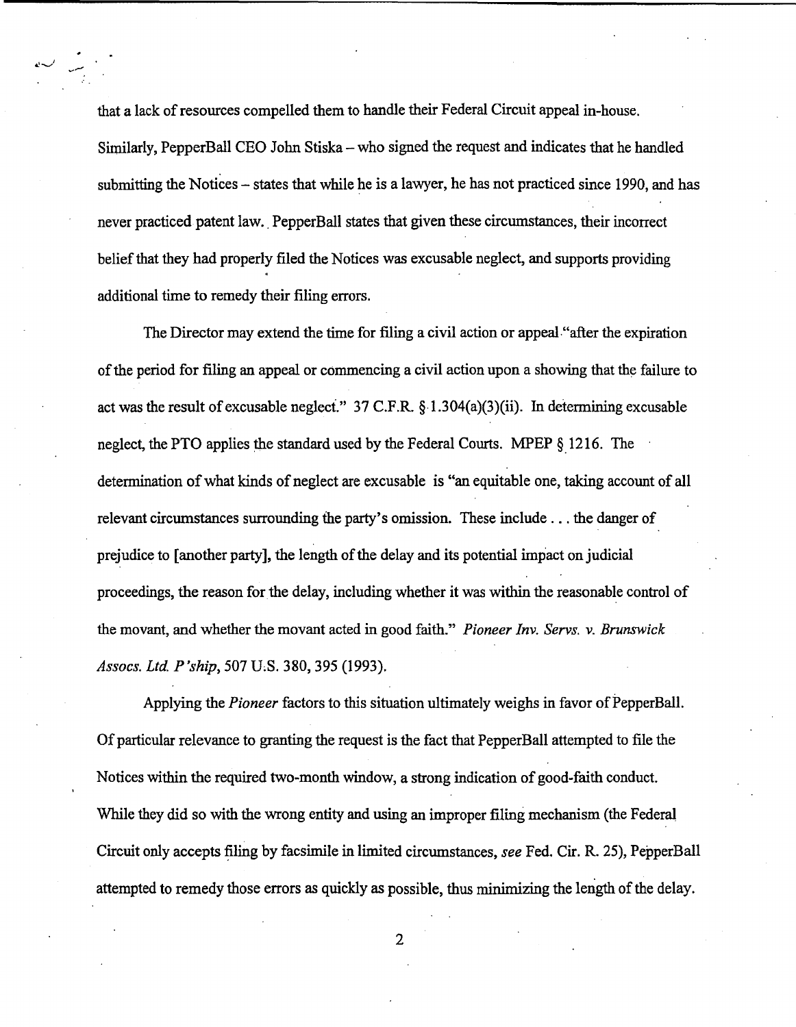that a lack of resources compelled them to handle their Federal Circuit appeal in-house. Similarly, PepperBall CEO John Stiska – who signed the request and indicates that he handled submitting the Notices – states that while he is a lawyer, he has not practiced since 1990, and has never practiced patent law. PepperBall states that given these circumstances, their incorrect belief that they had properly filed the Notices was excusable neglect, and supports providing additional time to remedy their filing errors.

The Director may extend the time for filing a civil action or appeal "after the expiration of the period for filing an appeal or commencing a civil action upon a showing that the failure to act was the result of excusable neglect." 37 C.F.R. § 1.304(a)(3)(ii). In determining excusable neglect, the PTO applies the standard used by the Federal Courts. MPEP § 1216. The determination of what kinds of neglect are excusable is "an equitable one, taking account of all relevant circumstances surrounding the party's omission. These include . . . the danger of prejudice to [another party], the length of the delay and its potential impact on judicial proceedings, the reason for the delay, including whether it was within the reasonable control of the movant, and whether the movant acted in good faith." *Pioneer Inv. Servs. v. Brunswick Assocs. Ltd. P'ship*, 507 U.S. 380, 395 (1993).

Applying the *Pioneer* factors to this situation ultimately weighs in favor of PepperBall. Of particular relevance to granting the request is the fact that PepperBall attempted to file the Notices within the required two-month window, a strong indication of good-faith conduct. While they did so with the wrong entity and using an improper filing mechanism (the Federal Circuit only accepts filing by facsimile in limited circumstances, *see* Fed. Cir. R. 25), PepperBall attempted to remedy those errors as quickly as possible, thus minimizing the length of the delay.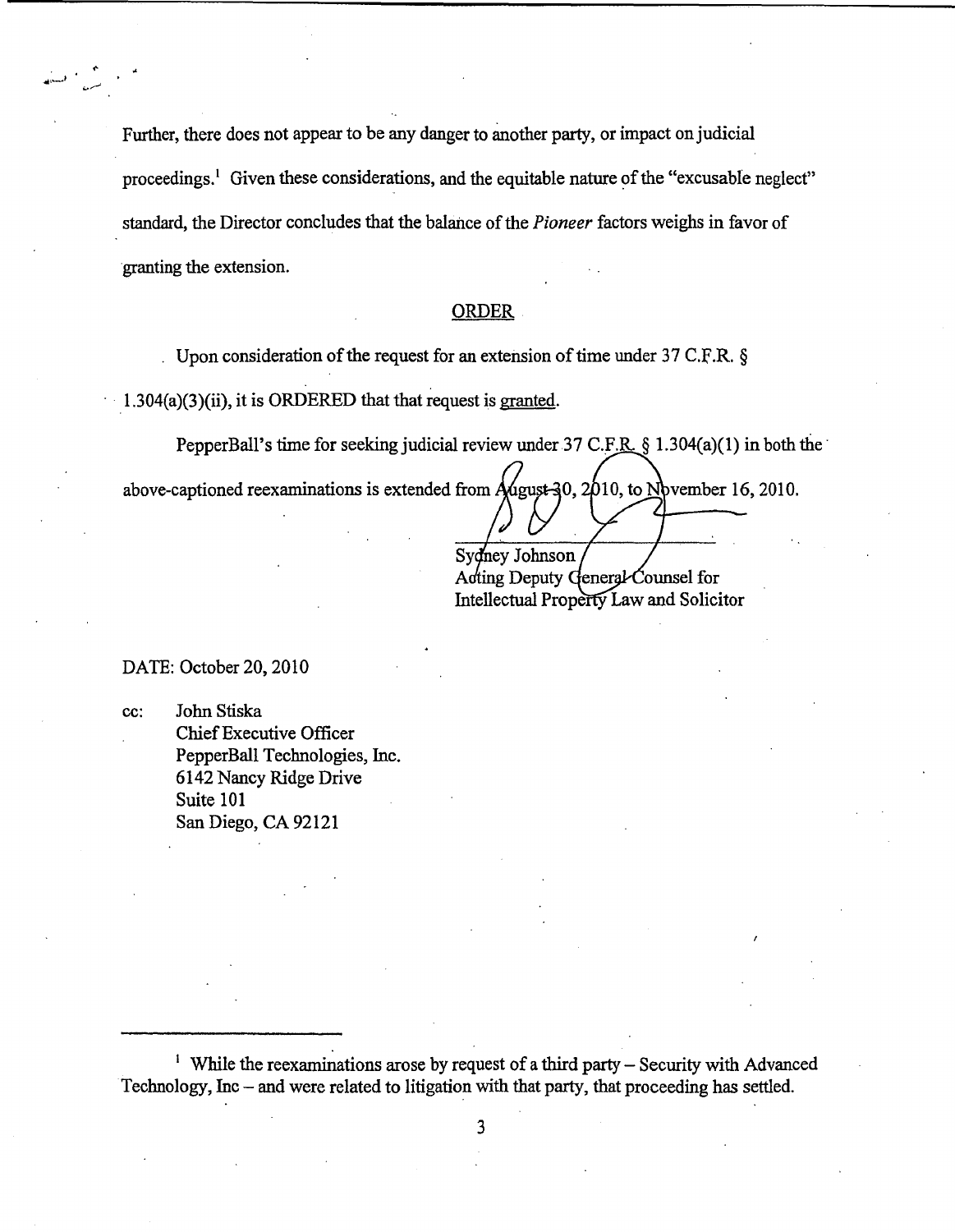Further, there does not appear to be any danger to another party, or impact on judicial proceedings.[1] Given these considerations, and the equitable nature of the "excusable neglect" standard, the Director concludes that the balance of the *Pioneer* factors weighs in favor of granting the extension.

## ORDER

Upon consideration of the request for an extension of time under 37 C.F.R. § 1.304(a)(3)(ii), it is ORDERED that that request is granted.

PepperBall's time for seeking judicial review under 37 C.F.R. § 1.304(a)(1) in both the above-captioned reexaminations is extended from August 30, 2010, to November 16, 2010.

Sydney Johnson
Acting Deputy General Counsel for
Intellectual Property Law and Solicitor

DATE: October 20, 2010

cc: John Stiska
Chief Executive Officer
PepperBall Technologies, Inc.
6142 Nancy Ridge Drive
Suite 101
San Diego, CA 92121

---

[1] While the reexaminations arose by request of a third party – Security with Advanced Technology, Inc – and were related to litigation with that party, that proceeding has settled.